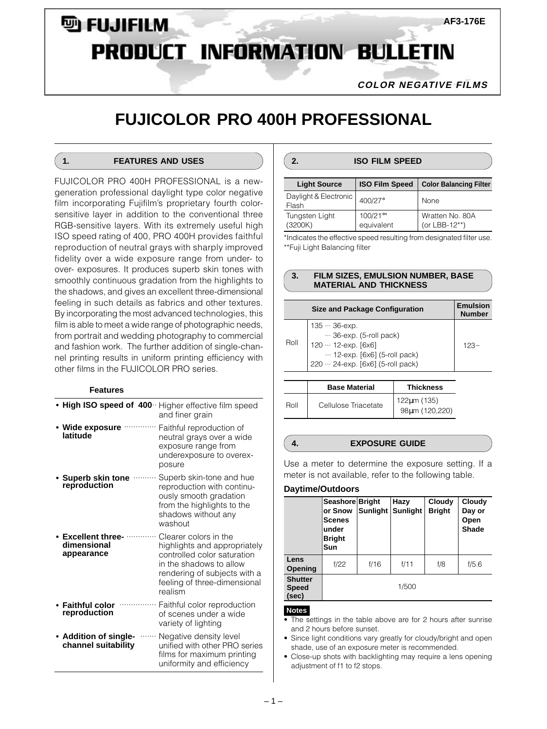FUJIFILM

AF3-176E

# PRODUCT INFORMATION BULLETIN

*COLOR NEGATIVE FILMS*

# FUJICOLOR PRO 400H PROFESSIONAL

## 1. FEATURES AND USES

FUJICOLOR PRO 400H PROFESSIONAL is a new-generation professional daylight type color negative film incorporating Fujifilm's proprietary fourth color-sensitive layer in addition to the conventional three RGB-sensitive layers. With its extremely useful high ISO speed rating of 400, PRO 400H provides faithful reproduction of neutral grays with sharply improved fidelity over a wide exposure range from under- to over- exposures. It produces superb skin tones with smoothly continuous gradation from the highlights to the shadows, and gives an excellent three-dimensional feeling in such details as fabrics and other textures. By incorporating the most advanced technologies, this film is able to meet a wide range of photographic needs, from portrait and wedding photography to commercial and fashion work. The further addition of single-channel printing results in uniform printing efficiency with other films in the FUJICOLOR PRO series.

**Features**

| | |
|---|---|
| • **High ISO speed of 400** | Higher effective film speed and finer grain |
| • **Wide exposure latitude** | Faithful reproduction of neutral grays over a wide exposure range from underexposure to overexposure |
| • **Superb skin tone reproduction** | Superb skin-tone and hue reproduction with continuously smooth gradation from the highlights to the shadows without any washout |
| • **Excellent three-dimensional appearance** | Clearer colors in the highlights and appropriately controlled color saturation in the shadows to allow rendering of subjects with a feeling of three-dimensional realism |
| • **Faithful color reproduction** | Faithful color reproduction of scenes under a wide variety of lighting |
| • **Addition of single-channel suitability** | Negative density level unified with other PRO series films for maximum printing uniformity and efficiency |

## 2. ISO FILM SPEED

| Light Source | ISO Film Speed | Color Balancing Filter |
|---|---|---|
| Daylight & Electronic Flash | 400/27° | None |
| Tungsten Light (3200K) | 100/21°* equivalent | Wratten No. 80A (or LBB-12**) |

*Indicates the effective speed resulting from designated filter use.
**Fuji Light Balancing filter

## 3. FILM SIZES, EMULSION NUMBER, BASE MATERIAL AND THICKNESS

| | Size and Package Configuration | Emulsion Number |
|---|---|---|
| Roll | 135 ··· 36-exp.<br>··· 36-exp. (5-roll pack)<br>120 ··· 12-exp. [6x6]<br>··· 12-exp. [6x6] (5-roll pack)<br>220 ··· 24-exp. [6x6] (5-roll pack) | 123− |

| | Base Material | Thickness |
|---|---|---|
| Roll | Cellulose Triacetate | 122μm (135)<br>98μm (120,220) |

## 4. EXPOSURE GUIDE

Use a meter to determine the exposure setting. If a meter is not available, refer to the following table.

**Daytime/Outdoors**

| | Seashore or Snow Scenes under Bright Sun | Bright Sunlight | Hazy Sunlight | Cloudy Bright | Cloudy Day or Open Shade |
|---|---|---|---|---|---|
| **Lens Opening** | f/22 | f/16 | f/11 | f/8 | f/5.6 |
| **Shutter Speed (sec)** | 1/500 | | | | |

**Notes**

- The settings in the table above are for 2 hours after sunrise and 2 hours before sunset.
- Since light conditions vary greatly for cloudy/bright and open shade, use of an exposure meter is recommended.
- Close-up shots with backlighting may require a lens opening adjustment of f1 to f2 stops.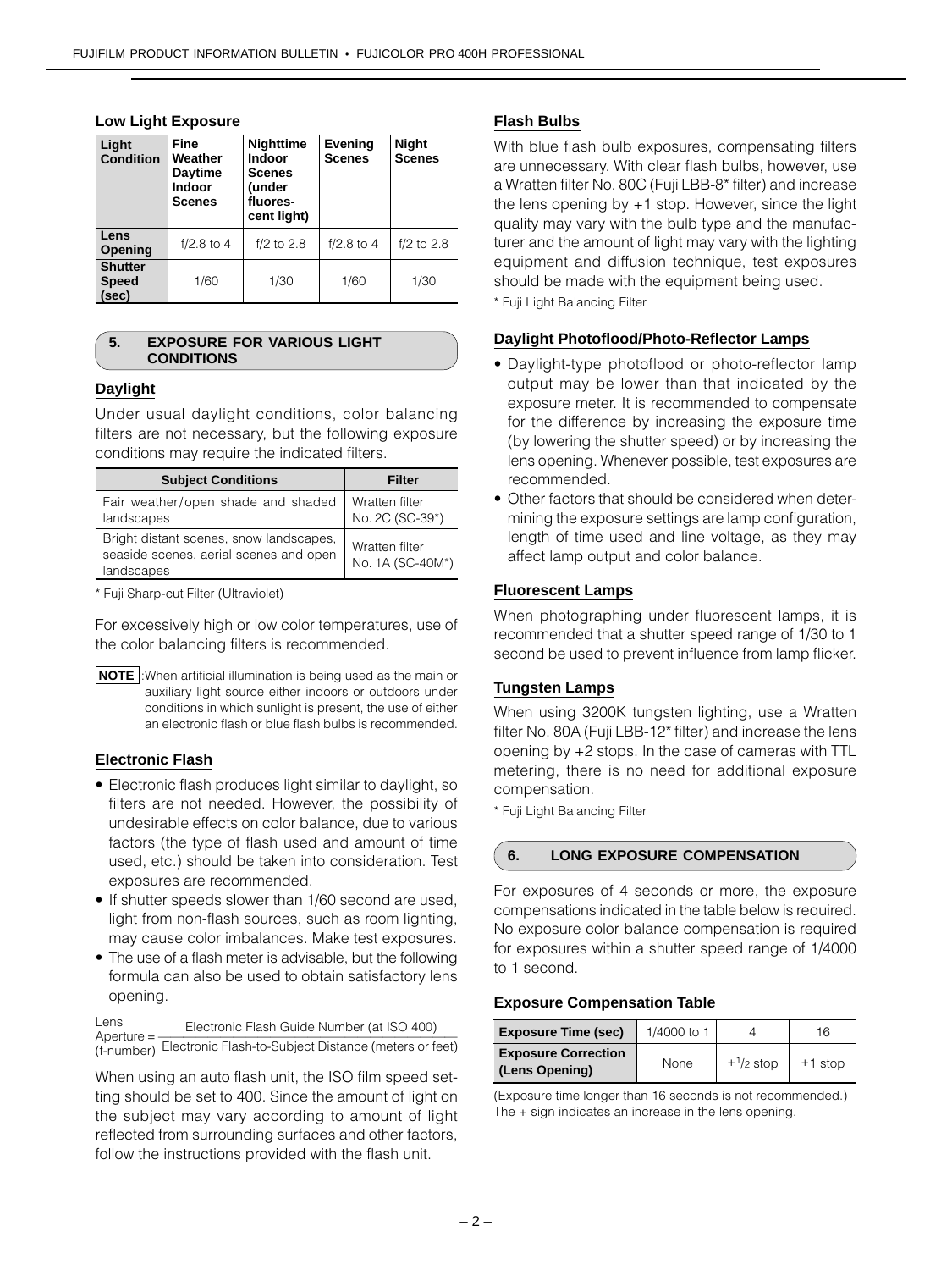### Low Light Exposure

| Light Condition | Fine Weather Daytime Indoor Scenes | Nighttime Indoor Scenes (under fluores-cent light) | Evening Scenes | Night Scenes |
|---|---|---|---|---|
| Lens Opening | f/2.8 to 4 | f/2 to 2.8 | f/2.8 to 4 | f/2 to 2.8 |
| Shutter Speed (sec) | 1/60 | 1/30 | 1/60 | 1/30 |

## 5. EXPOSURE FOR VARIOUS LIGHT CONDITIONS

### Daylight

Under usual daylight conditions, color balancing filters are not necessary, but the following exposure conditions may require the indicated filters.

| Subject Conditions | Filter |
|---|---|
| Fair weather/open shade and shaded landscapes | Wratten filter No. 2C (SC-39*) |
| Bright distant scenes, snow landscapes, seaside scenes, aerial scenes and open landscapes | Wratten filter No. 1A (SC-40M*) |

* Fuji Sharp-cut Filter (Ultraviolet)

For excessively high or low color temperatures, use of the color balancing filters is recommended.

**NOTE**: When artificial illumination is being used as the main or auxiliary light source either indoors or outdoors under conditions in which sunlight is present, the use of either an electronic flash or blue flash bulbs is recommended.

### Electronic Flash

- Electronic flash produces light similar to daylight, so filters are not needed. However, the possibility of undesirable effects on color balance, due to various factors (the type of flash used and amount of time used, etc.) should be taken into consideration. Test exposures are recommended.
- If shutter speeds slower than 1/60 second are used, light from non-flash sources, such as room lighting, may cause color imbalances. Make test exposures.
- The use of a flash meter is advisable, but the following formula can also be used to obtain satisfactory lens opening.

$$\text{Lens Aperture (f-number)} = \frac{\text{Electronic Flash Guide Number (at ISO 400)}}{\text{Electronic Flash-to-Subject Distance (meters or feet)}}$$

When using an auto flash unit, the ISO film speed setting should be set to 400. Since the amount of light on the subject may vary according to amount of light reflected from surrounding surfaces and other factors, follow the instructions provided with the flash unit.

### Flash Bulbs

With blue flash bulb exposures, compensating filters are unnecessary. With clear flash bulbs, however, use a Wratten filter No. 80C (Fuji LBB-8* filter) and increase the lens opening by +1 stop. However, since the light quality may vary with the bulb type and the manufacturer and the amount of light may vary with the lighting equipment and diffusion technique, test exposures should be made with the equipment being used.

* Fuji Light Balancing Filter

### Daylight Photoflood/Photo-Reflector Lamps

- Daylight-type photoflood or photo-reflector lamp output may be lower than that indicated by the exposure meter. It is recommended to compensate for the difference by increasing the exposure time (by lowering the shutter speed) or by increasing the lens opening. Whenever possible, test exposures are recommended.
- Other factors that should be considered when determining the exposure settings are lamp configuration, length of time used and line voltage, as they may affect lamp output and color balance.

### Fluorescent Lamps

When photographing under fluorescent lamps, it is recommended that a shutter speed range of 1/30 to 1 second be used to prevent influence from lamp flicker.

### Tungsten Lamps

When using 3200K tungsten lighting, use a Wratten filter No. 80A (Fuji LBB-12* filter) and increase the lens opening by +2 stops. In the case of cameras with TTL metering, there is no need for additional exposure compensation.

* Fuji Light Balancing Filter

## 6. LONG EXPOSURE COMPENSATION

For exposures of 4 seconds or more, the exposure compensations indicated in the table below is required. No exposure color balance compensation is required for exposures within a shutter speed range of 1/4000 to 1 second.

### Exposure Compensation Table

| Exposure Time (sec) | 1/4000 to 1 | 4 | 16 |
|---|---|---|---|
| Exposure Correction (Lens Opening) | None | $+1/2$ stop | +1 stop |

(Exposure time longer than 16 seconds is not recommended.)
The + sign indicates an increase in the lens opening.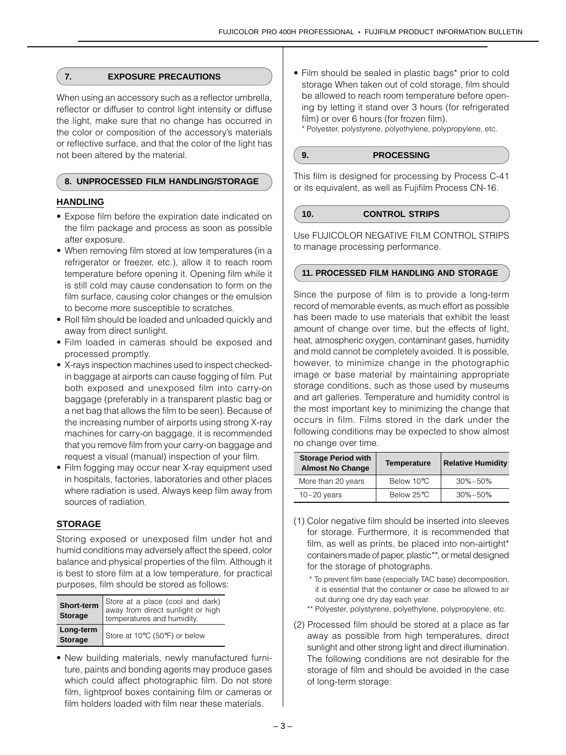## 7. EXPOSURE PRECAUTIONS

When using an accessory such as a reflector umbrella, reflector or diffuser to control light intensity or diffuse the light, make sure that no change has occurred in the color or composition of the accessory's materials or reflective surface, and that the color of the light has not been altered by the material.

## 8. UNPROCESSED FILM HANDLING/STORAGE

### HANDLING

- Expose film before the expiration date indicated on the film package and process as soon as possible after exposure.
- When removing film stored at low temperatures (in a refrigerator or freezer, etc.), allow it to reach room temperature before opening it. Opening film while it is still cold may cause condensation to form on the film surface, causing color changes or the emulsion to become more susceptible to scratches.
- Roll film should be loaded and unloaded quickly and away from direct sunlight.
- Film loaded in cameras should be exposed and processed promptly.
- X-rays inspection machines used to inspect checked-in baggage at airports can cause fogging of film. Put both exposed and unexposed film into carry-on baggage (preferably in a transparent plastic bag or a net bag that allows the film to be seen). Because of the increasing number of airports using strong X-ray machines for carry-on baggage, it is recommended that you remove film from your carry-on baggage and request a visual (manual) inspection of your film.
- Film fogging may occur near X-ray equipment used in hospitals, factories, laboratories and other places where radiation is used. Always keep film away from sources of radiation.

### STORAGE

Storing exposed or unexposed film under hot and humid conditions may adversely affect the speed, color balance and physical properties of the film. Although it is best to store film at a low temperature, for practical purposes, film should be stored as follows:

| | |
|---|---|
| **Short-term Storage** | Store at a place (cool and dark) away from direct sunlight or high temperatures and humidity. |
| **Long-term Storage** | Store at 10°C (50°F) or below |

- New building materials, newly manufactured furniture, paints and bonding agents may produce gases which could affect photographic film. Do not store film, lightproof boxes containing film or cameras or film holders loaded with film near these materials.
- Film should be sealed in plastic bags* prior to cold storage When taken out of cold storage, film should be allowed to reach room temperature before opening by letting it stand over 3 hours (for refrigerated film) or over 6 hours (for frozen film).

  \* Polyester, polystyrene, polyethylene, polypropylene, etc.

## 9. PROCESSING

This film is designed for processing by Process C-41 or its equivalent, as well as Fujifilm Process CN-16.

## 10. CONTROL STRIPS

Use FUJICOLOR NEGATIVE FILM CONTROL STRIPS to manage processing performance.

## 11. PROCESSED FILM HANDLING AND STORAGE

Since the purpose of film is to provide a long-term record of memorable events, as much effort as possible has been made to use materials that exhibit the least amount of change over time, but the effects of light, heat, atmospheric oxygen, contaminant gases, humidity and mold cannot be completely avoided. It is possible, however, to minimize change in the photographic image or base material by maintaining appropriate storage conditions, such as those used by museums and art galleries. Temperature and humidity control is the most important key to minimizing the change that occurs in film. Films stored in the dark under the following conditions may be expected to show almost no change over time.

| Storage Period with Almost No Change | Temperature | Relative Humidity |
|---|---|---|
| More than 20 years | Below 10°C | 30%–50% |
| 10–20 years | Below 25°C | 30%–50% |

(1) Color negative film should be inserted into sleeves for storage. Furthermore, it is recommended that film, as well as prints, be placed into non-airtight* containers made of paper, plastic**, or metal designed for the storage of photographs.

  \* To prevent film base (especially TAC base) decomposition, it is essential that the container or case be allowed to air out during one dry day each year.

  \** Polyester, polystyrene, polyethylene, polypropylene, etc.

(2) Processed film should be stored at a place as far away as possible from high temperatures, direct sunlight and other strong light and direct illumination. The following conditions are not desirable for the storage of film and should be avoided in the case of long-term storage: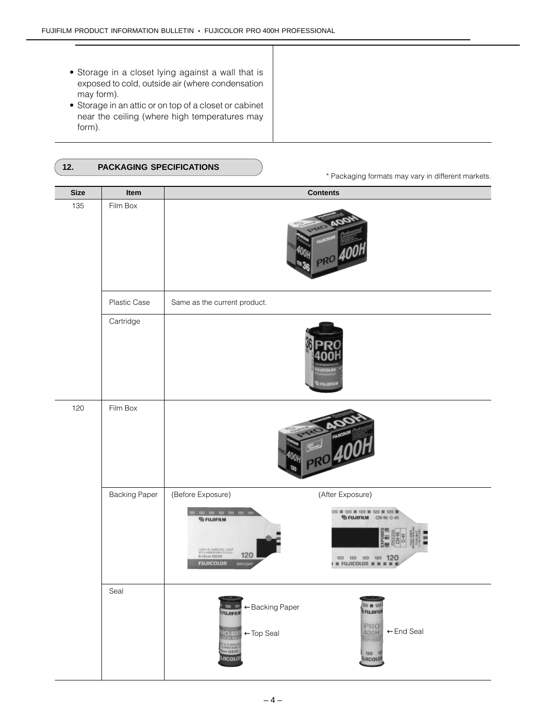- Storage in a closet lying against a wall that is exposed to cold, outside air (where condensation may form).
- Storage in an attic or on top of a closet or cabinet near the ceiling (where high temperatures may form).

## 12. PACKAGING SPECIFICATIONS

* Packaging formats may vary in different markets.

| Size | Item | Contents |
|---|---|---|
| 135 | Film Box | |
| | Plastic Case | Same as the current product. |
| | Cartridge | |
| 120 | Film Box | |
| | Backing Paper | (Before Exposure) (After Exposure) |
| | Seal | ←Backing Paper ←Top Seal ←End Seal |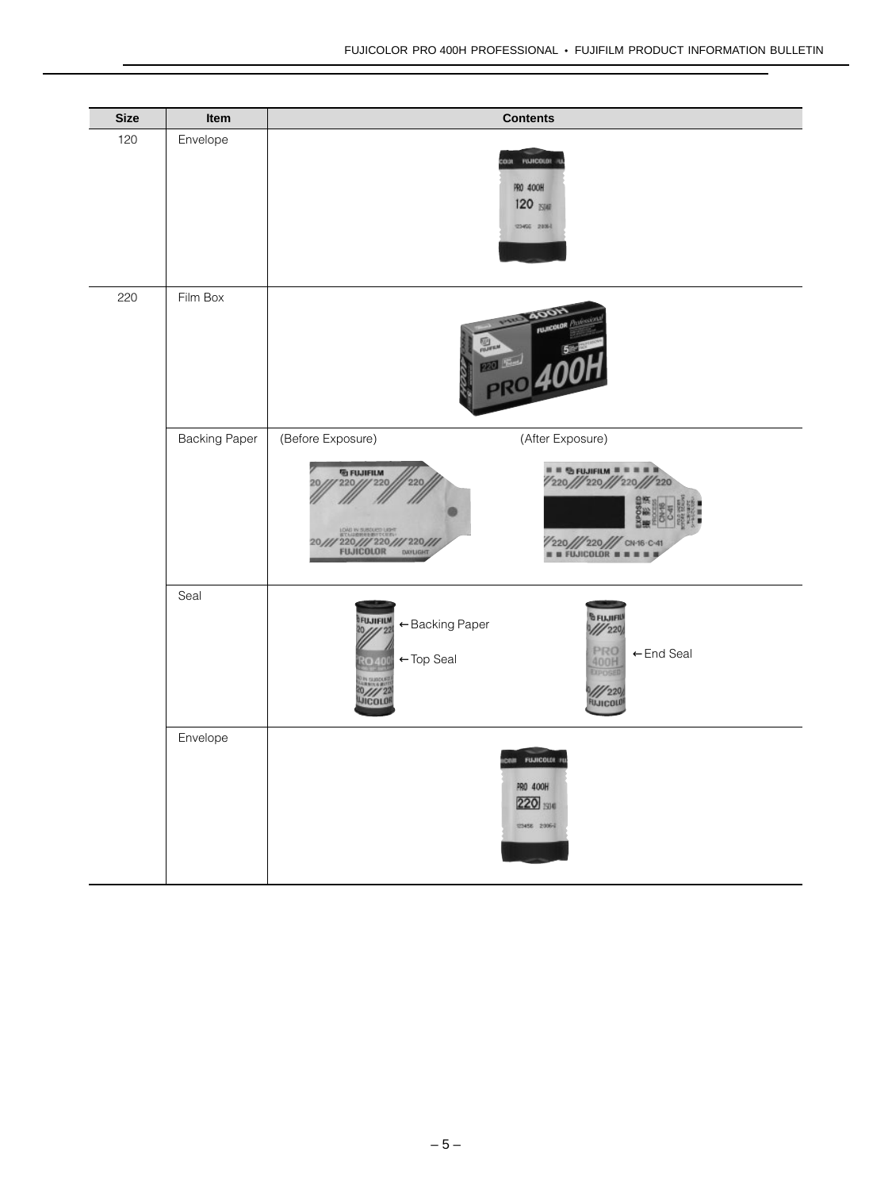| Size | Item | Contents |
| --- | --- | --- |
| 120 | Envelope | |
| 220 | Film Box | |
| | Backing Paper | (Before Exposure) (After Exposure) |
| | Seal | ←Backing Paper ←Top Seal ←End Seal |
| | Envelope | |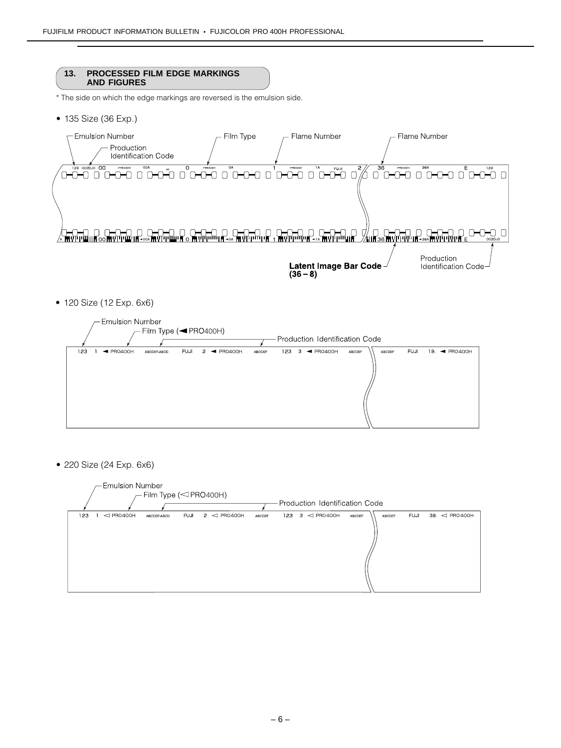## 13. PROCESSED FILM EDGE MARKINGS AND FIGURES

* The side on which the edge markings are reversed is the emulsion side.

- 135 Size (36 Exp.)

Emulsion Number — Production Identification Code — Film Type — Flame Number — Flame Number

123 002DJ0 00 PRO400H 00A 0 PRO400H 0A 1 PRO400H 1A FUJI 2 36 PRO400H 36A E 123

A 00 ▸00A 0 ▸0A 1 ▸1A 36 ▸36A E 002DJ0

**Latent Image Bar Code (36 – 8)** — Production Identification Code

- 120 Size (12 Exp. 6x6)

Emulsion Number — Film Type (◀PRO400H) — Production Identification Code

123 1 ◀ PRO400H ABCDEF-ABCD FUJI 2 ◀ PRO400H ABCDEF 123 3 ◀ PRO400H ABCDEF ABCDEF FUJI 19. ◀ PRO400H

- 220 Size (24 Exp. 6x6)

Emulsion Number — Film Type (◁PRO400H) — Production Identification Code

123 1 ◁ PRO400H ABCDEF-ABCD FUJI 2 ◁ PRO400H ABCDEF 123 3 ◁ PRO400H ABCDEF ABCDEF FUJI 39. ◁ PRO400H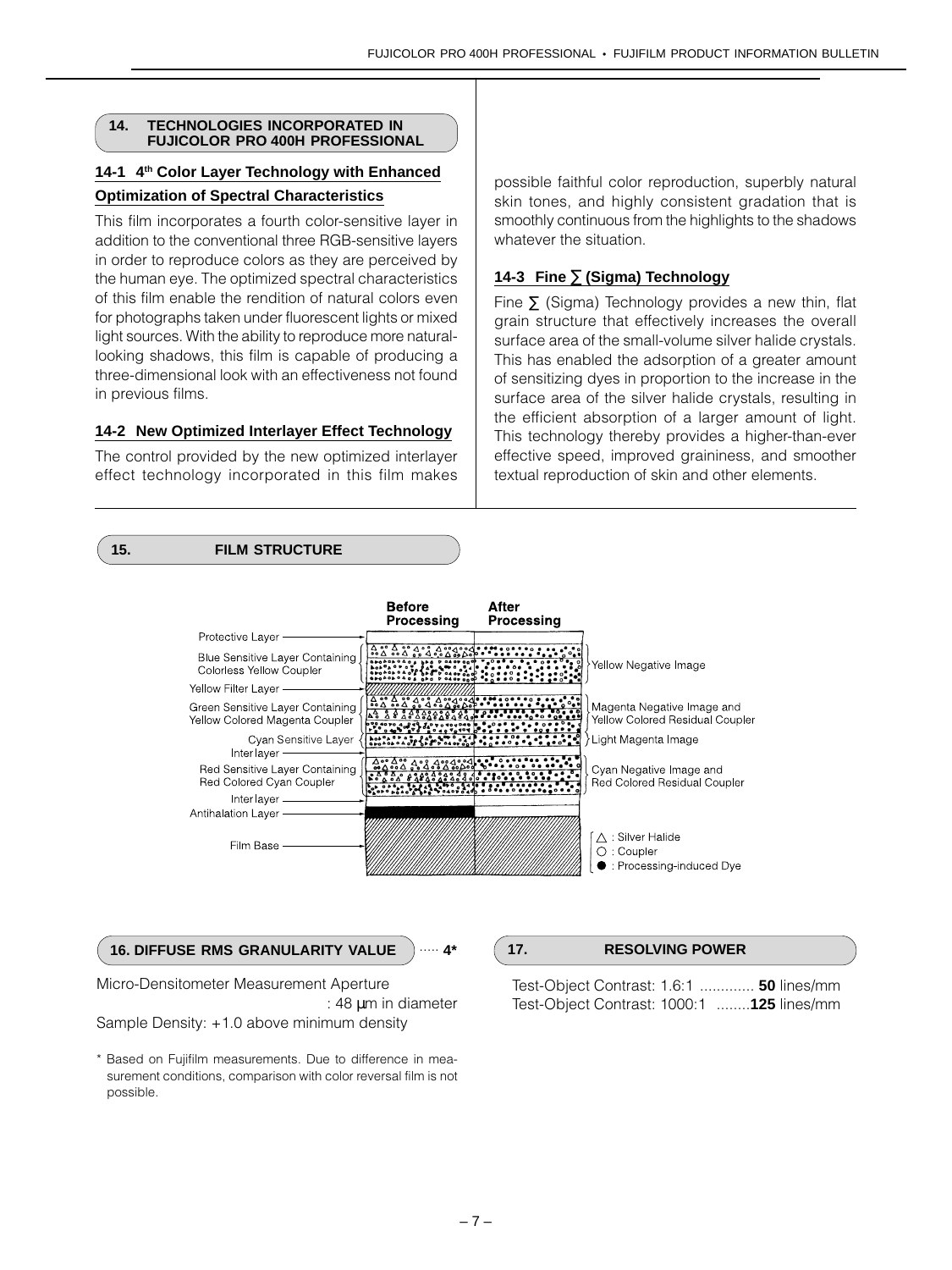## 14. TECHNOLOGIES INCORPORATED IN FUJICOLOR PRO 400H PROFESSIONAL

### 14-1 4th Color Layer Technology with Enhanced Optimization of Spectral Characteristics

This film incorporates a fourth color-sensitive layer in addition to the conventional three RGB-sensitive layers in order to reproduce colors as they are perceived by the human eye. The optimized spectral characteristics of this film enable the rendition of natural colors even for photographs taken under fluorescent lights or mixed light sources. With the ability to reproduce more natural-looking shadows, this film is capable of producing a three-dimensional look with an effectiveness not found in previous films.

### 14-2 New Optimized Interlayer Effect Technology

The control provided by the new optimized interlayer effect technology incorporated in this film makes possible faithful color reproduction, superbly natural skin tones, and highly consistent gradation that is smoothly continuous from the highlights to the shadows whatever the situation.

### 14-3 Fine ∑ (Sigma) Technology

Fine ∑ (Sigma) Technology provides a new thin, flat grain structure that effectively increases the overall surface area of the small-volume silver halide crystals. This has enabled the adsorption of a greater amount of sensitizing dyes in proportion to the increase in the surface area of the silver halide crystals, resulting in the efficient absorption of a larger amount of light. This technology thereby provides a higher-than-ever effective speed, improved graininess, and smoother textual reproduction of skin and other elements.

## 15. FILM STRUCTURE

| Layer (Before Processing) | After Processing |
|---|---|
| Protective Layer | |
| Blue Sensitive Layer Containing Colorless Yellow Coupler | Yellow Negative Image |
| Yellow Filter Layer | |
| Green Sensitive Layer Containing Yellow Colored Magenta Coupler | Magenta Negative Image and Yellow Colored Residual Coupler |
| Cyan Sensitive Layer | Light Magenta Image |
| Inter layer | |
| Red Sensitive Layer Containing Red Colored Cyan Coupler | Cyan Negative Image and Red Colored Residual Coupler |
| Inter layer | |
| Antihalation Layer | |
| Film Base | |

△ : Silver Halide
○ : Coupler
● : Processing-induced Dye

## 16. DIFFUSE RMS GRANULARITY VALUE ..... 4*

Micro-Densitometer Measurement Aperture : 48 μm in diameter
Sample Density: +1.0 above minimum density

\* Based on Fujifilm measurements. Due to difference in measurement conditions, comparison with color reversal film is not possible.

## 17. RESOLVING POWER

Test-Object Contrast: 1.6:1 ............. **50** lines/mm
Test-Object Contrast: 1000:1 ........**125** lines/mm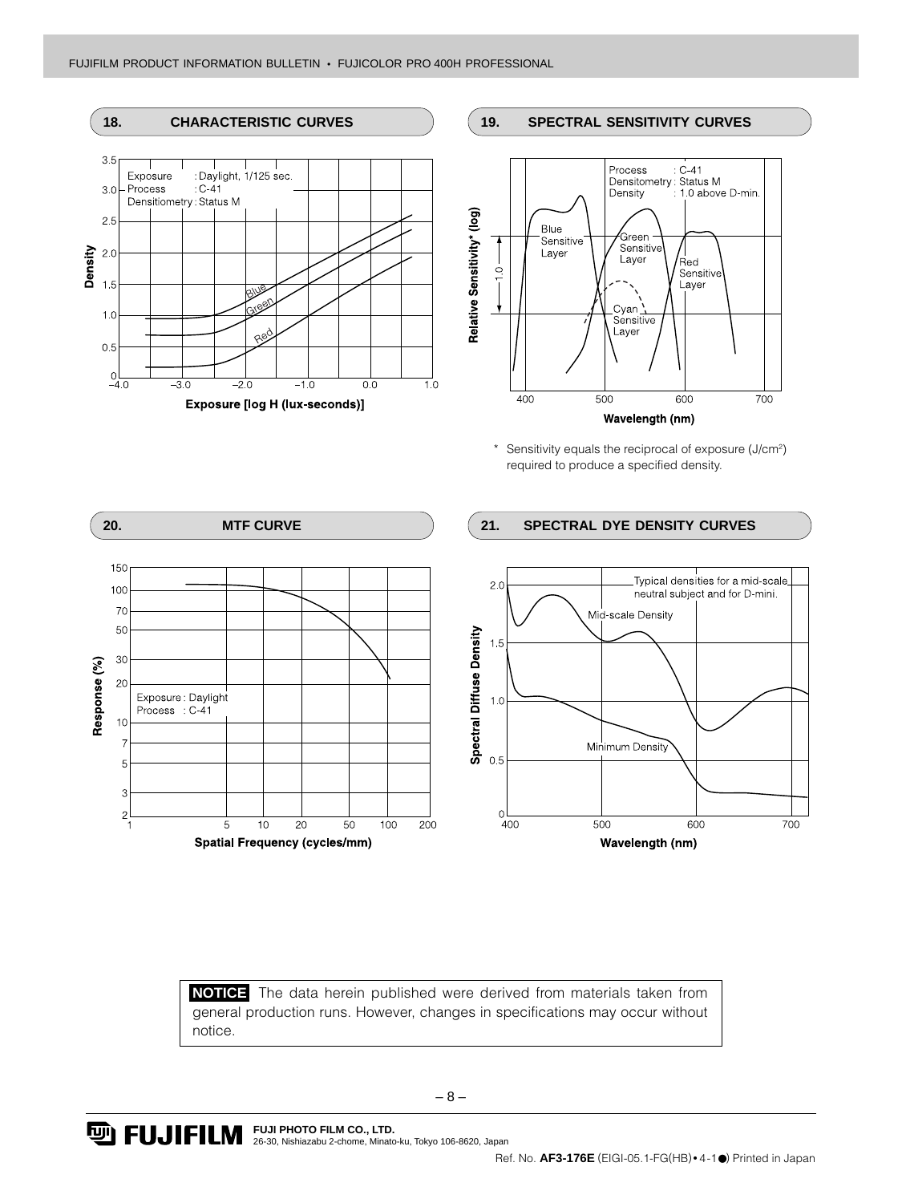## 18. CHARACTERISTIC CURVES

Exposure : Daylight, 1/125 sec.
Process : C-41
Densitometry : Status M

Density

3.5
3.0
2.5
2.0
1.5
1.0
0.5
0

Blue
Green
Red

−4.0 −3.0 −2.0 −1.0 0.0 1.0

Exposure [log H (lux-seconds)]

## 19. SPECTRAL SENSITIVITY CURVES

Process : C-41
Densitometry : Status M
Density : 1.0 above D-min.

Relative Sensitivity* (log)

1.0

Blue Sensitive Layer
Green Sensitive Layer
Red Sensitive Layer
Cyan Sensitive Layer

400 500 600 700

Wavelength (nm)

\* Sensitivity equals the reciprocal of exposure (J/cm²) required to produce a specified density.

## 20. MTF CURVE

Exposure : Daylight
Process : C-41

Response (%)

150
100
70
50
30
20
10
7
5
3
2

1 5 10 20 50 100 200

Spatial Frequency (cycles/mm)

## 21. SPECTRAL DYE DENSITY CURVES

Typical densities for a mid-scale neutral subject and for D-mini.

Mid-scale Density
Minimum Density

Spectral Diffuse Density

2.0
1.5
1.0
0.5
0

400 500 600 700

Wavelength (nm)

**NOTICE** The data herein published were derived from materials taken from general production runs. However, changes in specification may occur without notice.

**FUJIFILM** **FUJI PHOTO FILM CO., LTD.**
26-30, Nishiazabu 2-chome, Minato-ku, Tokyo 106-8620, Japan

Ref. No. **AF3-176E** (EIGI-05.1-FG(HB)•4-1●) Printed in Japan